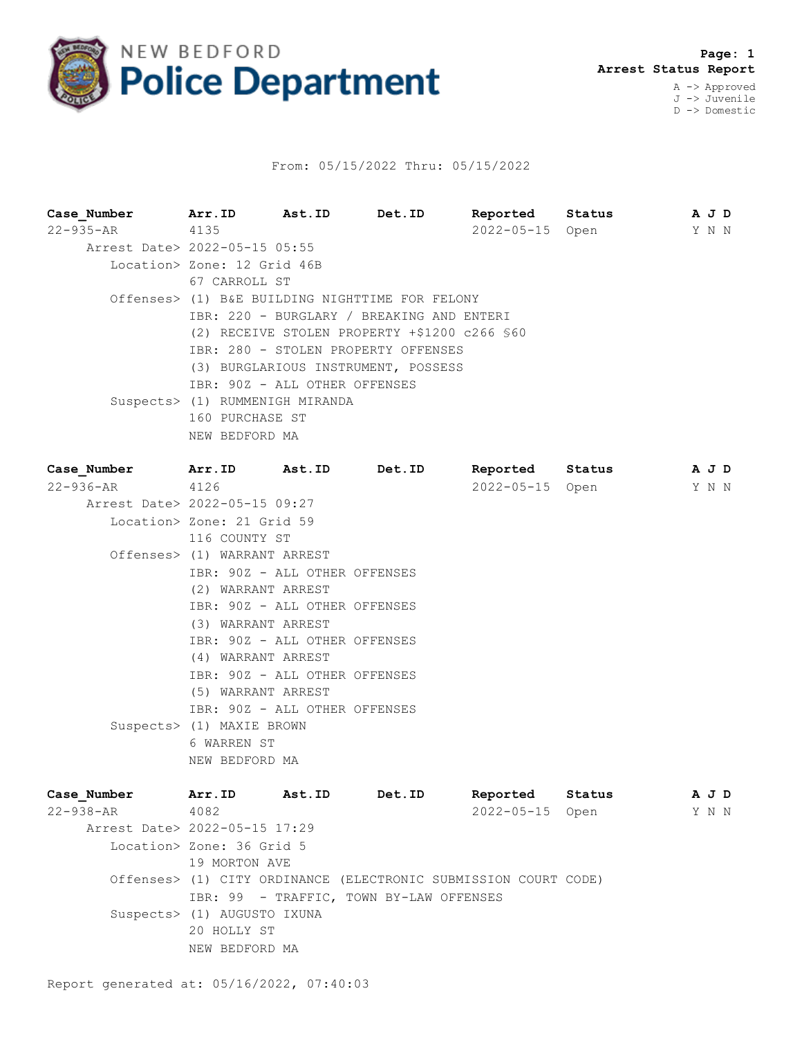# NEW BEDFORD Police Department

**Arrest Status Report**

A -> Approved
J -> Juvenile
D -> Domestic

From: 05/15/2022 Thru: 05/15/2022

| Case_Number | Arr.ID | Ast.ID | Det.ID | Reported | Status | A | J | D |
|---|---|---|---|---|---|---|---|---|
| 22-935-AR | 4135 | | | 2022-05-15 | Open | Y | N | N |

Arrest Date> 2022-05-15 05:55

Location> Zone: 12 Grid 46B
67 CARROLL ST

Offenses> (1) B&E BUILDING NIGHTTIME FOR FELONY
IBR: 220 - BURGLARY / BREAKING AND ENTERI
(2) RECEIVE STOLEN PROPERTY +$1200 c266 §60
IBR: 280 - STOLEN PROPERTY OFFENSES
(3) BURGLARIOUS INSTRUMENT, POSSESS
IBR: 90Z - ALL OTHER OFFENSES

Suspects> (1) RUMMENIGH MIRANDA
160 PURCHASE ST
NEW BEDFORD MA

| Case_Number | Arr.ID | Ast.ID | Det.ID | Reported | Status | A | J | D |
|---|---|---|---|---|---|---|---|---|
| 22-936-AR | 4126 | | | 2022-05-15 | Open | Y | N | N |

Arrest Date> 2022-05-15 09:27

Location> Zone: 21 Grid 59
116 COUNTY ST

Offenses> (1) WARRANT ARREST
IBR: 90Z - ALL OTHER OFFENSES
(2) WARRANT ARREST
IBR: 90Z - ALL OTHER OFFENSES
(3) WARRANT ARREST
IBR: 90Z - ALL OTHER OFFENSES
(4) WARRANT ARREST
IBR: 90Z - ALL OTHER OFFENSES
(5) WARRANT ARREST
IBR: 90Z - ALL OTHER OFFENSES

Suspects> (1) MAXIE BROWN
6 WARREN ST
NEW BEDFORD MA

| Case_Number | Arr.ID | Ast.ID | Det.ID | Reported | Status | A | J | D |
|---|---|---|---|---|---|---|---|---|
| 22-938-AR | 4082 | | | 2022-05-15 | Open | Y | N | N |

Arrest Date> 2022-05-15 17:29

Location> Zone: 36 Grid 5
19 MORTON AVE

Offenses> (1) CITY ORDINANCE (ELECTRONIC SUBMISSION COURT CODE)
IBR: 99 - TRAFFIC, TOWN BY-LAW OFFENSES

Suspects> (1) AUGUSTO IXUNA
20 HOLLY ST
NEW BEDFORD MA

Report generated at: 05/16/2022, 07:40:03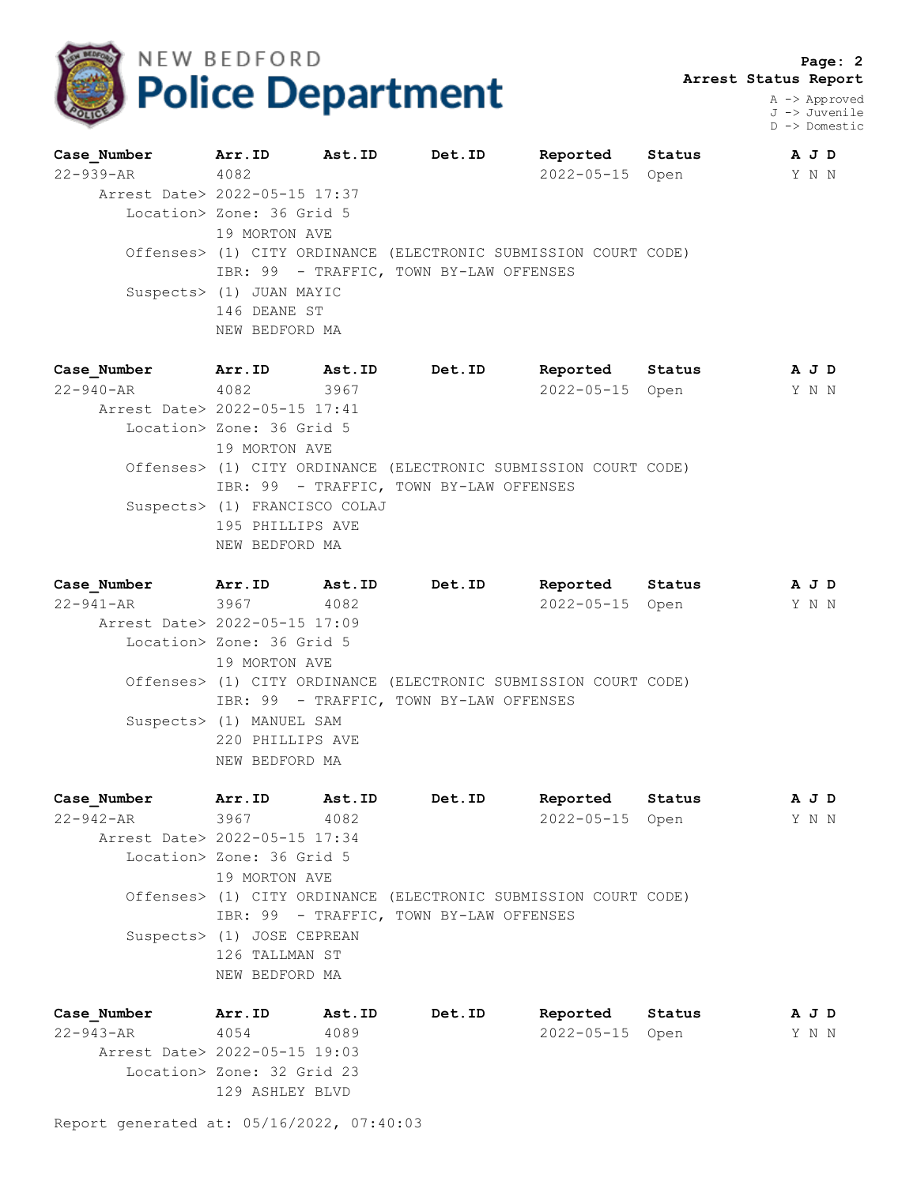# NEW BEDFORD Police Department

**Arrest Status Report**

A -> Approved
J -> Juvenile
D -> Domestic

| Case_Number | Arr.ID | Ast.ID | Det.ID | Reported | Status | A | J | D |
|---|---|---|---|---|---|---|---|---|
| 22-939-AR | 4082 | | | 2022-05-15 | Open | Y | N | N |

Arrest Date> 2022-05-15 17:37
Location> Zone: 36 Grid 5
19 MORTON AVE
Offenses> (1) CITY ORDINANCE (ELECTRONIC SUBMISSION COURT CODE)
IBR: 99 - TRAFFIC, TOWN BY-LAW OFFENSES
Suspects> (1) JUAN MAYIC
146 DEANE ST
NEW BEDFORD MA

| Case_Number | Arr.ID | Ast.ID | Det.ID | Reported | Status | A | J | D |
|---|---|---|---|---|---|---|---|---|
| 22-940-AR | 4082 | 3967 | | 2022-05-15 | Open | Y | N | N |

Arrest Date> 2022-05-15 17:41
Location> Zone: 36 Grid 5
19 MORTON AVE
Offenses> (1) CITY ORDINANCE (ELECTRONIC SUBMISSION COURT CODE)
IBR: 99 - TRAFFIC, TOWN BY-LAW OFFENSES
Suspects> (1) FRANCISCO COLAJ
195 PHILLIPS AVE
NEW BEDFORD MA

| Case_Number | Arr.ID | Ast.ID | Det.ID | Reported | Status | A | J | D |
|---|---|---|---|---|---|---|---|---|
| 22-941-AR | 3967 | 4082 | | 2022-05-15 | Open | Y | N | N |

Arrest Date> 2022-05-15 17:09
Location> Zone: 36 Grid 5
19 MORTON AVE
Offenses> (1) CITY ORDINANCE (ELECTRONIC SUBMISSION COURT CODE)
IBR: 99 - TRAFFIC, TOWN BY-LAW OFFENSES
Suspects> (1) MANUEL SAM
220 PHILLIPS AVE
NEW BEDFORD MA

| Case_Number | Arr.ID | Ast.ID | Det.ID | Reported | Status | A | J | D |
|---|---|---|---|---|---|---|---|---|
| 22-942-AR | 3967 | 4082 | | 2022-05-15 | Open | Y | N | N |

Arrest Date> 2022-05-15 17:34
Location> Zone: 36 Grid 5
19 MORTON AVE
Offenses> (1) CITY ORDINANCE (ELECTRONIC SUBMISSION COURT CODE)
IBR: 99 - TRAFFIC, TOWN BY-LAW OFFENSES
Suspects> (1) JOSE CEPREAN
126 TALLMAN ST
NEW BEDFORD MA

| Case_Number | Arr.ID | Ast.ID | Det.ID | Reported | Status | A | J | D |
|---|---|---|---|---|---|---|---|---|
| 22-943-AR | 4054 | 4089 | | 2022-05-15 | Open | Y | N | N |

Arrest Date> 2022-05-15 19:03
Location> Zone: 32 Grid 23
129 ASHLEY BLVD

Report generated at: 05/16/2022, 07:40:03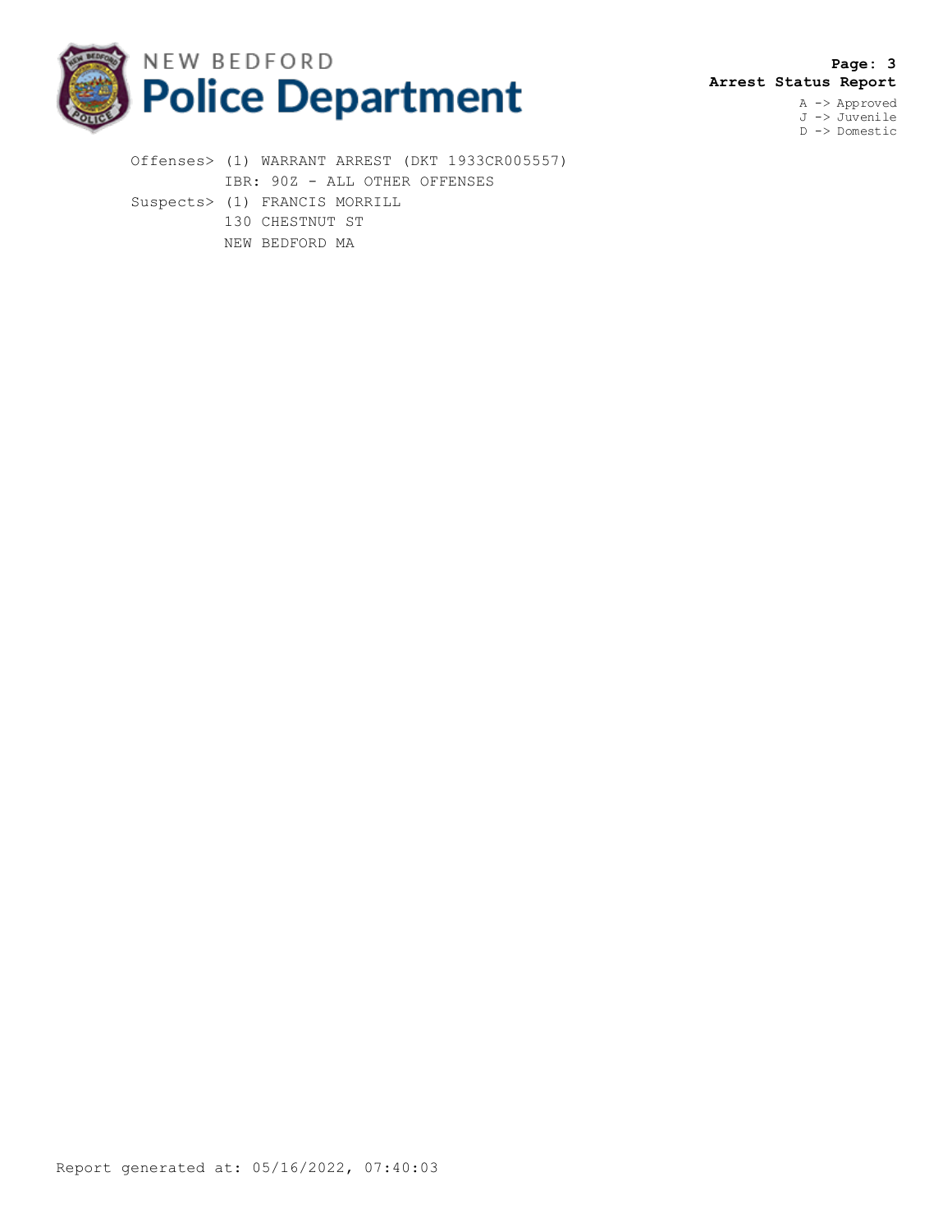Offenses> (1) WARRANT ARREST (DKT 1933CR005557)
IBR: 90Z - ALL OTHER OFFENSES

Suspects> (1) FRANCIS MORRILL
130 CHESTNUT ST
NEW BEDFORD MA